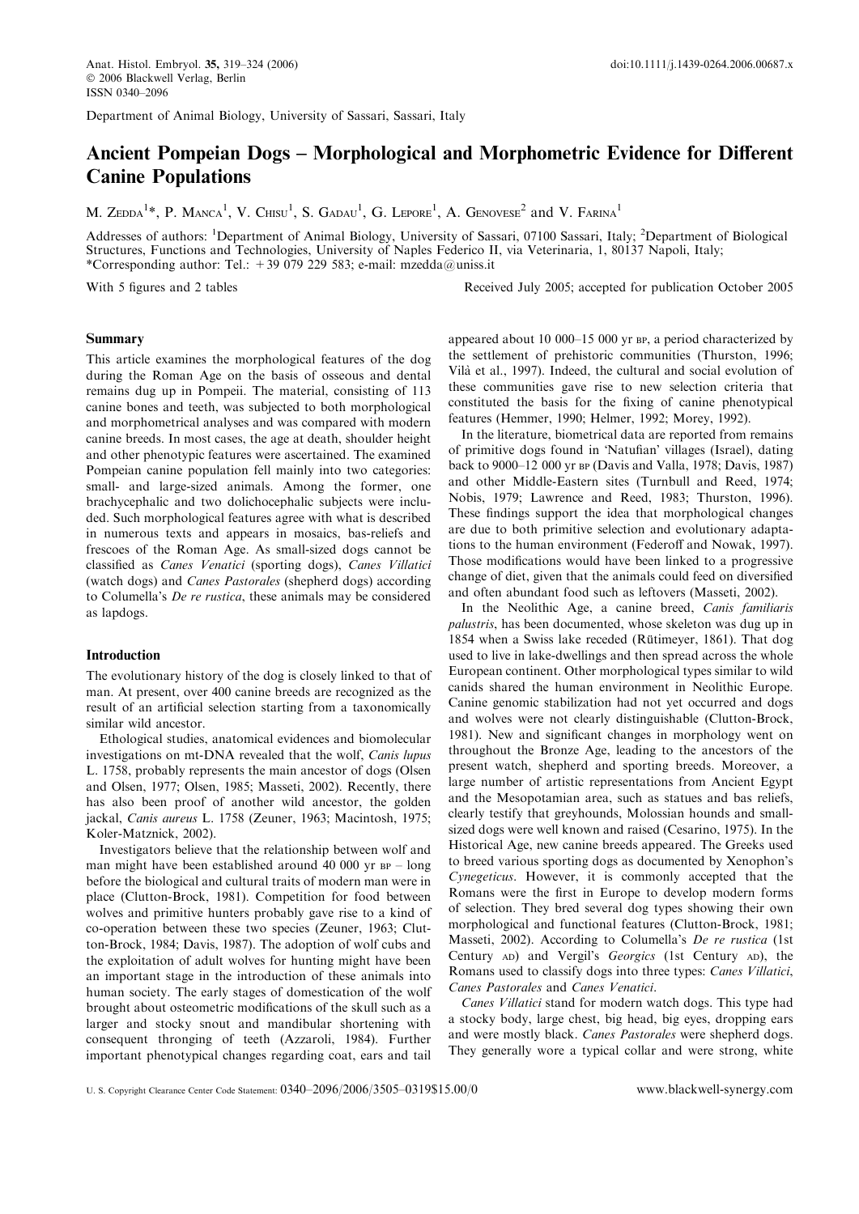Department of Animal Biology, University of Sassari, Sassari, Italy

# Ancient Pompeian Dogs – Morphological and Morphometric Evidence for Different Canine Populations

M. Zedda[1]*, P. Manca[1], V. Chisu[1], S. Gadau[1], G. Lepore[1], A. Genovese[2] and V. Farina[1]

Addresses of authors: [1]Department of Animal Biology, University of Sassari, 07100 Sassari, Italy; [2]Department of Biological Structures, Functions and Technologies, University of Naples Federico II, via Veterinaria, 1, 80137 Napoli, Italy; *Corresponding author: Tel.: +39 079 229 583; e-mail: mzedda@uniss.it

With 5 figures and 2 tables

Received July 2005; accepted for publication October 2005

## Summary

This article examines the morphological features of the dog during the Roman Age on the basis of osseous and dental remains dug up in Pompeii. The material, consisting of 113 canine bones and teeth, was subjected to both morphological and morphometrical analyses and was compared with modern canine breeds. In most cases, the age at death, shoulder height and other phenotypic features were ascertained. The examined Pompeian canine population fell mainly into two categories: small- and large-sized animals. Among the former, one brachycephalic and two dolichocephalic subjects were included. Such morphological features agree with what is described in numerous texts and appears in mosaics, bas-reliefs and frescoes of the Roman Age. As small-sized dogs cannot be classified as *Canes Venatici* (sporting dogs), *Canes Villatici* (watch dogs) and *Canes Pastorales* (shepherd dogs) according to Columella's *De re rustica*, these animals may be considered as lapdogs.

## Introduction

The evolutionary history of the dog is closely linked to that of man. At present, over 400 canine breeds are recognized as the result of an artificial selection starting from a taxonomically similar wild ancestor.

Ethological studies, anatomical evidences and biomolecular investigations on mt-DNA revealed that the wolf, *Canis lupus* L. 1758, probably represents the main ancestor of dogs (Olsen and Olsen, 1977; Olsen, 1985; Masseti, 2002). Recently, there has also been proof of another wild ancestor, the golden jackal, *Canis aureus* L. 1758 (Zeuner, 1963; Macintosh, 1975; Koler-Matznick, 2002).

Investigators believe that the relationship between wolf and man might have been established around 40 000 yr BP – long before the biological and cultural traits of modern man were in place (Clutton-Brock, 1981). Competition for food between wolves and primitive hunters probably gave rise to a kind of co-operation between these two species (Zeuner, 1963; Clutton-Brock, 1984; Davis, 1987). The adoption of wolf cubs and the exploitation of adult wolves for hunting might have been an important stage in the introduction of these animals into human society. The early stages of domestication of the wolf brought about osteometric modifications of the skull such as a larger and stocky snout and mandibular shortening with consequent thronging of teeth (Azzaroli, 1984). Further important phenotypical changes regarding coat, ears and tail appeared about 10 000–15 000 yr BP, a period characterized by the settlement of prehistoric communities (Thurston, 1996; Vilà et al., 1997). Indeed, the cultural and social evolution of these communities gave rise to new selection criteria that constituted the basis for the fixing of canine phenotypical features (Hemmer, 1990; Helmer, 1992; Morey, 1992).

In the literature, biometrical data are reported from remains of primitive dogs found in 'Natufian' villages (Israel), dating back to 9000–12 000 yr BP (Davis and Valla, 1978; Davis, 1987) and other Middle-Eastern sites (Turnbull and Reed, 1974; Nobis, 1979; Lawrence and Reed, 1983; Thurston, 1996). These findings support the idea that morphological changes are due to both primitive selection and evolutionary adaptations to the human environment (Federoff and Nowak, 1997). Those modifications would have been linked to a progressive change of diet, given that the animals could feed on diversified and often abundant food such as leftovers (Masseti, 2002).

In the Neolithic Age, a canine breed, *Canis familiaris palustris*, has been documented, whose skeleton was dug up in 1854 when a Swiss lake receded (Rütimeyer, 1861). That dog used to live in lake-dwellings and then spread across the whole European continent. Other morphological types similar to wild canids shared the human environment in Neolithic Europe. Canine genomic stabilization had not yet occurred and dogs and wolves were not clearly distinguishable (Clutton-Brock, 1981). New and significant changes in morphology went on throughout the Bronze Age, leading to the ancestors of the present watch, shepherd and sporting breeds. Moreover, a large number of artistic representations from Ancient Egypt and the Mesopotamian area, such as statues and bas reliefs, clearly testify that greyhounds, Molossian hounds and small-sized dogs were well known and raised (Cesarino, 1975). In the Historical Age, new canine breeds appeared. The Greeks used to breed various sporting dogs as documented by Xenophon's *Cynegeticus*. However, it is commonly accepted that the Romans were the first in Europe to develop modern forms of selection. They bred several dog types showing their own morphological and functional features (Clutton-Brock, 1981; Masseti, 2002). According to Columella's *De re rustica* (1st Century AD) and Vergil's *Georgics* (1st Century AD), the Romans used to classify dogs into three types: *Canes Villatici*, *Canes Pastorales* and *Canes Venatici*.

*Canes Villatici* stand for modern watch dogs. This type had a stocky body, large chest, big head, big eyes, dropping ears and were mostly black. *Canes Pastorales* were shepherd dogs. They generally wore a typical collar and were strong, white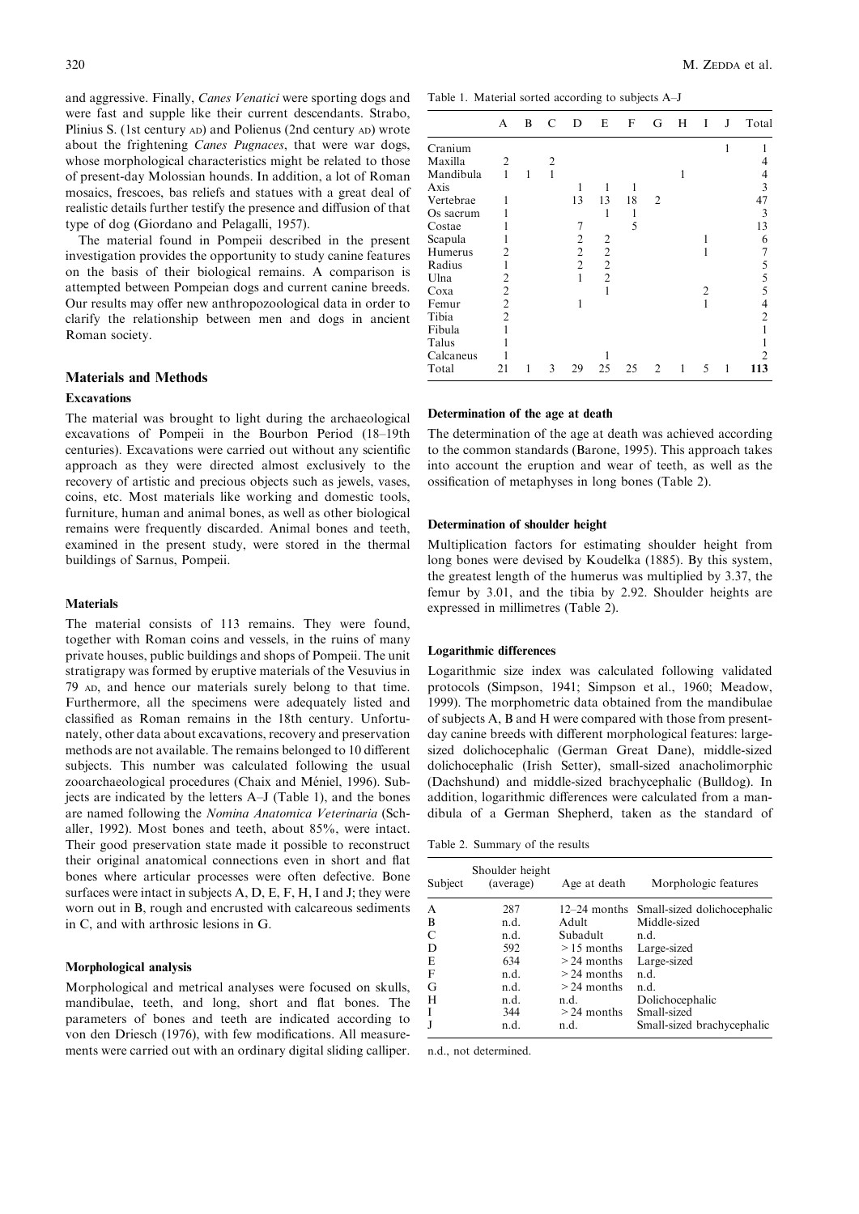and aggressive. Finally, *Canes Venatici* were sporting dogs and were fast and supple like their current descendants. Strabo, Plinius S. (1st century AD) and Polienus (2nd century AD) wrote about the frightening *Canes Pugnaces*, that were war dogs, whose morphological characteristics might be related to those of present-day Molossian hounds. In addition, a lot of Roman mosaics, frescoes, bas reliefs and statues with a great deal of realistic details further testify the presence and diffusion of that type of dog (Giordano and Pelagalli, 1957).

The material found in Pompeii described in the present investigation provides the opportunity to study canine features on the basis of their biological remains. A comparison is attempted between Pompeian dogs and current canine breeds. Our results may offer new anthropozoological data in order to clarify the relationship between men and dogs in ancient Roman society.

## Materials and Methods

### Excavations

The material was brought to light during the archaeological excavations of Pompeii in the Bourbon Period (18–19th centuries). Excavations were carried out without any scientific approach as they were directed almost exclusively to the recovery of artistic and precious objects such as jewels, vases, coins, etc. Most materials like working and domestic tools, furniture, human and animal bones, as well as other biological remains were frequently discarded. Animal bones and teeth, examined in the present study, were stored in the thermal buildings of Sarnus, Pompeii.

### Materials

The material consists of 113 remains. They were found, together with Roman coins and vessels, in the ruins of many private houses, public buildings and shops of Pompeii. The unit stratigrapy was formed by eruptive materials of the Vesuvius in 79 AD, and hence our materials surely belong to that time. Furthermore, all the specimens were adequately listed and classified as Roman remains in the 18th century. Unfortunately, other data about excavations, recovery and preservation methods are not available. The remains belonged to 10 different subjects. This number was calculated following the usual zooarchaeological procedures (Chaix and Méniel, 1996). Subjects are indicated by the letters A–J (Table 1), and the bones are named following the *Nomina Anatomica Veterinaria* (Schaller, 1992). Most bones and teeth, about 85%, were intact. Their good preservation state made it possible to reconstruct their original anatomical connections even in short and flat bones where articular processes were often defective. Bone surfaces were intact in subjects A, D, E, F, H, I and J; they were worn out in B, rough and encrusted with calcareous sediments in C, and with arthrosic lesions in G.

### Morphological analysis

Morphological and metrical analyses were focused on skulls, mandibulae, teeth, and long, short and flat bones. The parameters of bones and teeth are indicated according to von den Driesch (1976), with few modifications. All measurements were carried out with an ordinary digital sliding calliper.

Table 1. Material sorted according to subjects A–J

| | A | B | C | D | E | F | G | H | I | J | Total |
|---|---|---|---|---|---|---|---|---|---|---|---|
| Cranium | | | | | | | | | | 1 | 1 |
| Maxilla | 2 | | 2 | | | | | | | | 4 |
| Mandibula | 1 | 1 | 1 | | | | | 1 | | | 4 |
| Axis | | | | 1 | 1 | 1 | | | | | 3 |
| Vertebrae | 1 | | | 13 | 13 | 18 | 2 | | | | 47 |
| Os sacrum | 1 | | | | 1 | 1 | | | | | 3 |
| Costae | 1 | | | 7 | | 5 | | | | | 13 |
| Scapula | 1 | | | 2 | 2 | | | | 1 | | 6 |
| Humerus | 2 | | | 2 | 2 | | | | 1 | | 7 |
| Radius | 1 | | | 2 | 2 | | | | | | 5 |
| Ulna | 2 | | | 1 | 2 | | | | | | 5 |
| Coxa | 2 | | | | 1 | | | | 2 | | 5 |
| Femur | 2 | | | 1 | | | | | 1 | | 4 |
| Tibia | 2 | | | | | | | | | | 2 |
| Fibula | 1 | | | | | | | | | | 1 |
| Talus | 1 | | | | | | | | | | 1 |
| Calcaneus | 1 | | | | 1 | | | | | | 2 |
| Total | 21 | 1 | 3 | 29 | 25 | 25 | 2 | 1 | 5 | 1 | **113** |

### Determination of the age at death

The determination of the age at death was achieved according to the common standards (Barone, 1995). This approach takes into account the eruption and wear of teeth, as well as the ossification of metaphyses in long bones (Table 2).

### Determination of shoulder height

Multiplication factors for estimating shoulder height from long bones were devised by Koudelka (1885). By this system, the greatest length of the humerus was multiplied by 3.37, the femur by 3.01, and the tibia by 2.92. Shoulder heights are expressed in millimetres (Table 2).

### Logarithmic differences

Logarithmic size index was calculated following validated protocols (Simpson, 1941; Simpson et al., 1960; Meadow, 1999). The morphometric data obtained from the mandibulae of subjects A, B and H were compared with those from present-day canine breeds with different morphological features: large-sized dolichocephalic (German Great Dane), middle-sized dolichocephalic (Irish Setter), small-sized anacholimorphic (Dachshund) and middle-sized brachycephalic (Bulldog). In addition, logarithmic differences were calculated from a mandibula of a German Shepherd, taken as the standard of

Table 2. Summary of the results

| Subject | Shoulder height (average) | Age at death | Morphologic features |
|---|---|---|---|
| A | 287 | 12–24 months | Small-sized dolichocephalic |
| B | n.d. | Adult | Middle-sized |
| C | n.d. | Subadult | n.d. |
| D | 592 | >15 months | Large-sized |
| E | 634 | >24 months | Large-sized |
| F | n.d. | >24 months | n.d. |
| G | n.d. | >24 months | n.d. |
| H | n.d. | n.d. | Dolichocephalic |
| I | 344 | >24 months | Small-sized |
| J | n.d. | n.d. | Small-sized brachycephalic |

n.d., not determined.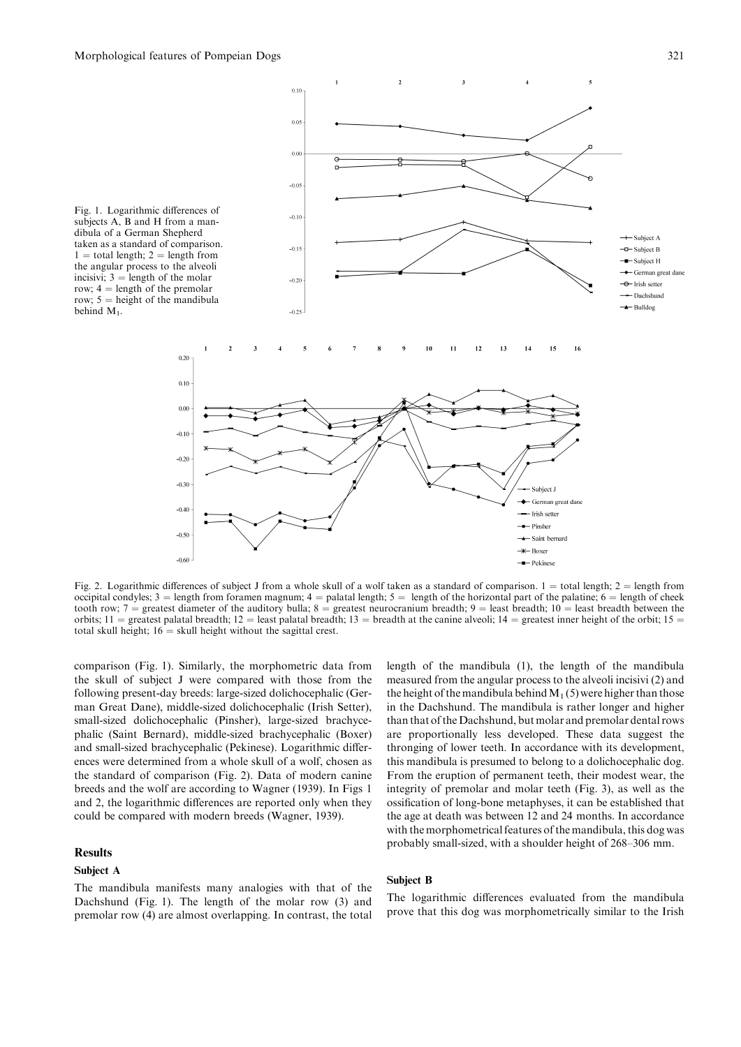Fig. 1. Logarithmic differences of subjects A, B and H from a mandibula of a German Shepherd taken as a standard of comparison. 1 = total length; 2 = length from the angular process to the alveoli incisivi; 3 = length of the molar row; 4 = length of the premolar row; 5 = height of the mandibula behind $M_1$.

Fig. 2. Logarithmic differences of subject J from a whole skull of a wolf taken as a standard of comparison. 1 = total length; 2 = length from occipital condyles; 3 = length from foramen magnum; 4 = palatal length; 5 = length of the horizontal part of the palatine; 6 = length of cheek tooth row; 7 = greatest diameter of the auditory bulla; 8 = greatest neurocranium breadth; 9 = least breadth; 10 = least breadth between the orbits; 11 = greatest palatal breadth; 12 = least palatal breadth; 13 = breadth at the canine alveoli; 14 = greatest inner height of the orbit; 15 = total skull height; 16 = skull height without the sagittal crest.

comparison (Fig. 1). Similarly, the morphometric data from the skull of subject J were compared with those from the following present-day breeds: large-sized dolichocephalic (German Great Dane), middle-sized dolichocephalic (Irish Setter), small-sized dolichocephalic (Pinsher), large-sized brachycephalic (Saint Bernard), middle-sized brachycephalic (Boxer) and small-sized brachycephalic (Pekinese). Logarithmic differences were determined from a whole skull of a wolf, chosen as the standard of comparison (Fig. 2). Data of modern canine breeds and the wolf are according to Wagner (1939). In Figs 1 and 2, the logarithmic differences are reported only when they could be compared with modern breeds (Wagner, 1939).

## Results

### Subject A

The mandibula manifests many analogies with that of the Dachshund (Fig. 1). The length of the molar row (3) and premolar row (4) are almost overlapping. In contrast, the total length of the mandibula (1), the length of the mandibula measured from the angular process to the alveoli incisivi (2) and the height of the mandibula behind $M_1$ (5) were higher than those in the Dachshund. The mandibula is rather longer and higher than that of the Dachshund, but molar and premolar dental rows are proportionally less developed. These data suggest the thronging of lower teeth. In accordance with its development, this mandibula is presumed to belong to a dolichocephalic dog. From the eruption of permanent teeth, their modest wear, the integrity of premolar and molar teeth (Fig. 3), as well as the ossification of long-bone metaphyses, it can be established that the age at death was between 12 and 24 months. In accordance with the morphometrical features of the mandibula, this dog was probably small-sized, with a shoulder height of 268–306 mm.

### Subject B

The logarithmic differences evaluated from the mandibula prove that this dog was morphometrically similar to the Irish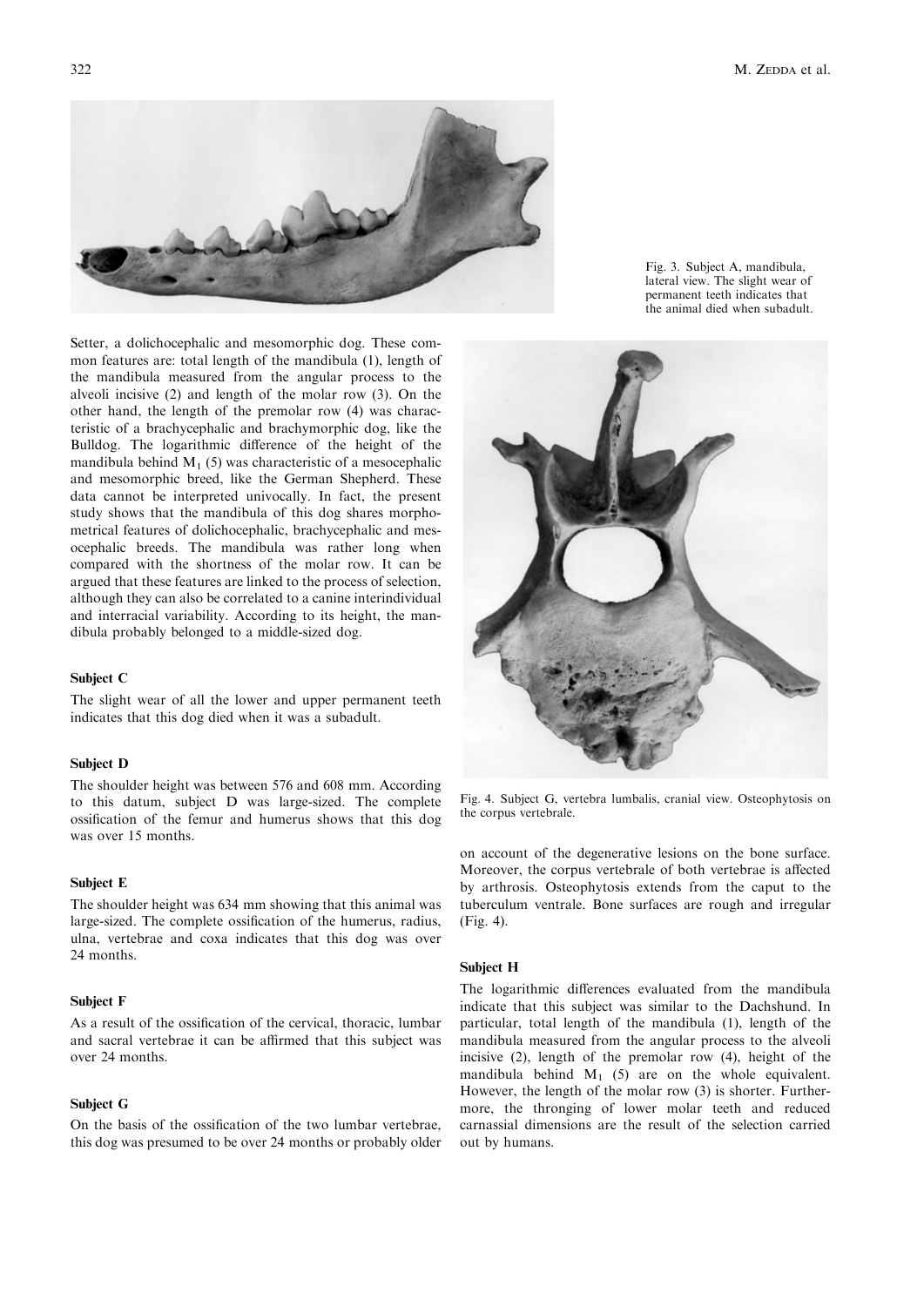Fig. 3. Subject A, mandibula, lateral view. The slight wear of permanent teeth indicates that the animal died when subadult.

Setter, a dolichocephalic and mesomorphic dog. These common features are: total length of the mandibula (1), length of the mandibula measured from the angular process to the alveoli incisive (2) and length of the molar row (3). On the other hand, the length of the premolar row (4) was characteristic of a brachycephalic and brachymorphic dog, like the Bulldog. The logarithmic difference of the height of the mandibula behind $M_1$ (5) was characteristic of a mesocephalic and mesomorphic breed, like the German Shepherd. These data cannot be interpreted univocally. In fact, the present study shows that the mandibula of this dog shares morphometrical features of dolichocephalic, brachycephalic and mesocephalic breeds. The mandibula was rather long when compared with the shortness of the molar row. It can be argued that these features are linked to the process of selection, although they can also be correlated to a canine interindividual and interracial variability. According to its height, the mandibula probably belonged to a middle-sized dog.

### Subject C

The slight wear of all the lower and upper permanent teeth indicates that this dog died when it was a subadult.

### Subject D

The shoulder height was between 576 and 608 mm. According to this datum, subject D was large-sized. The complete ossification of the femur and humerus shows that this dog was over 15 months.

### Subject E

The shoulder height was 634 mm showing that this animal was large-sized. The complete ossification of the humerus, radius, ulna, vertebrae and coxa indicates that this dog was over 24 months.

### Subject F

As a result of the ossification of the cervical, thoracic, lumbar and sacral vertebrae it can be affirmed that this subject was over 24 months.

### Subject G

On the basis of the ossification of the two lumbar vertebrae, this dog was presumed to be over 24 months or probably older on account of the degenerative lesions on the bone surface. Moreover, the corpus vertebrale of both vertebrae is affected by arthrosis. Osteophytosis extends from the caput to the tuberculum ventrale. Bone surfaces are rough and irregular (Fig. 4).

Fig. 4. Subject G, vertebra lumbalis, cranial view. Osteophytosis on the corpus vertebrale.

### Subject H

The logarithmic differences evaluated from the mandibula indicate that this subject was similar to the Dachshund. In particular, total length of the mandibula (1), length of the mandibula measured from the angular process to the alveoli incisive (2), length of the premolar row (4), height of the mandibula behind $M_1$ (5) are on the whole equivalent. However, the length of the molar row (3) is shorter. Furthermore, the thronging of lower molar teeth and reduced carnassial dimensions are the result of the selection carried out by humans.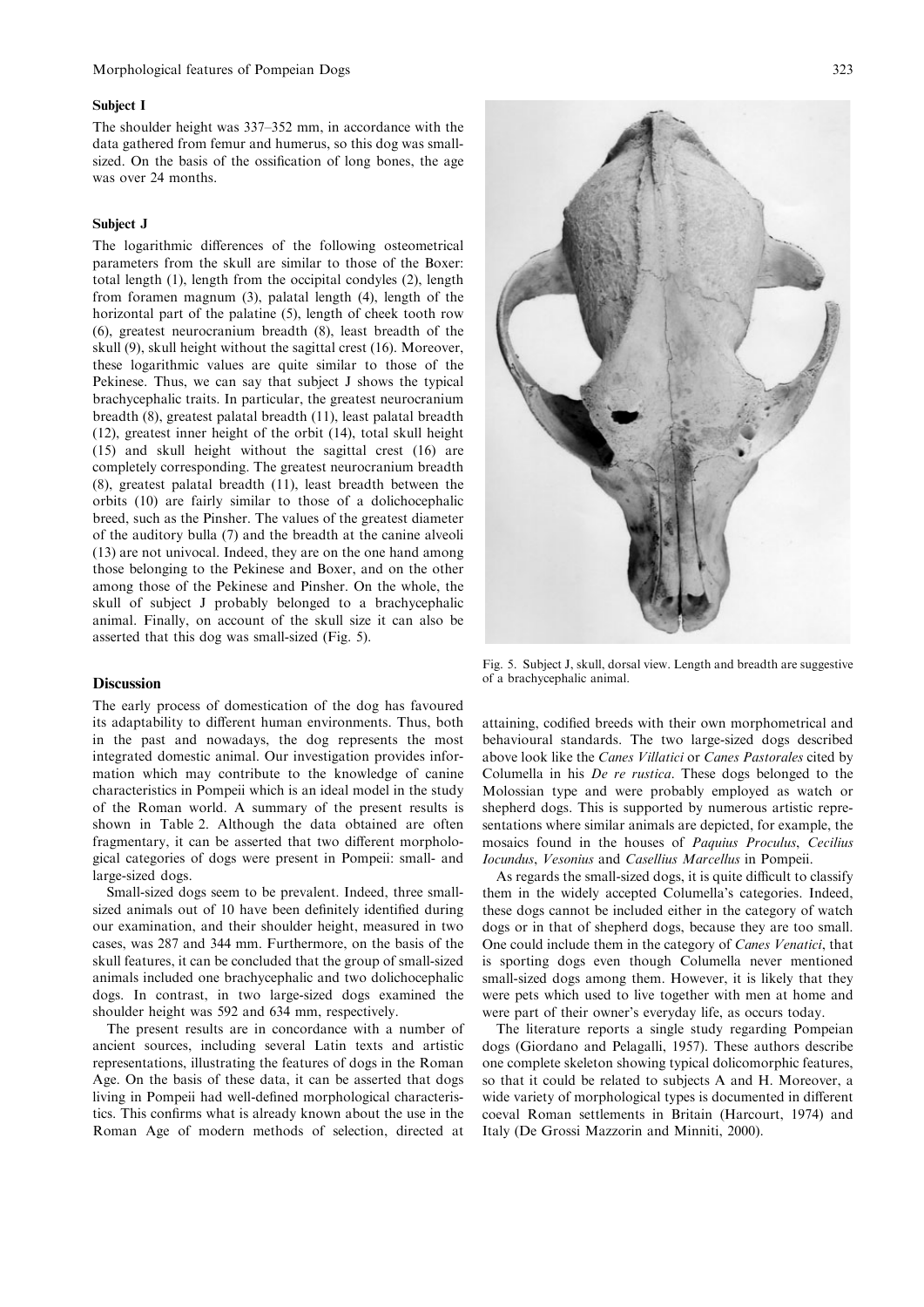### Subject I

The shoulder height was 337–352 mm, in accordance with the data gathered from femur and humerus, so this dog was small-sized. On the basis of the ossification of long bones, the age was over 24 months.

### Subject J

The logarithmic differences of the following osteometrical parameters from the skull are similar to those of the Boxer: total length (1), length from the occipital condyles (2), length from foramen magnum (3), palatal length (4), length of the horizontal part of the palatine (5), length of cheek tooth row (6), greatest neurocranium breadth (8), least breadth of the skull (9), skull height without the sagittal crest (16). Moreover, these logarithmic values are quite similar to those of the Pekinese. Thus, we can say that subject J shows the typical brachycephalic traits. In particular, the greatest neurocranium breadth (8), greatest palatal breadth (11), least palatal breadth (12), greatest inner height of the orbit (14), total skull height (15) and skull height without the sagittal crest (16) are completely corresponding. The greatest neurocranium breadth (8), greatest palatal breadth (11), least breadth between the orbits (10) are fairly similar to those of a dolichocephalic breed, such as the Pinsher. The values of the greatest diameter of the auditory bulla (7) and the breadth at the canine alveoli (13) are not univocal. Indeed, they are on the one hand among those belonging to the Pekinese and Boxer, and on the other among those of the Pekinese and Pinsher. On the whole, the skull of subject J probably belonged to a brachycephalic animal. Finally, on account of the skull size it can also be asserted that this dog was small-sized (Fig. 5).

Fig. 5. Subject J, skull, dorsal view. Length and breadth are suggestive of a brachycephalic animal.

## Discussion

The early process of domestication of the dog has favoured its adaptability to different human environments. Thus, both in the past and nowadays, the dog represents the most integrated domestic animal. Our investigation provides information which may contribute to the knowledge of canine characteristics in Pompeii which is an ideal model in the study of the Roman world. A summary of the present results is shown in Table 2. Although the data obtained are often fragmentary, it can be asserted that two different morphological categories of dogs were present in Pompeii: small- and large-sized dogs.

Small-sized dogs seem to be prevalent. Indeed, three small-sized animals out of 10 have been definitely identified during our examination, and their shoulder height, measured in two cases, was 287 and 344 mm. Furthermore, on the basis of the skull features, it can be concluded that the group of small-sized animals included one brachycephalic and two dolichocephalic dogs. In contrast, in two large-sized dogs examined the shoulder height was 592 and 634 mm, respectively.

The present results are in concordance with a number of ancient sources, including several Latin texts and artistic representations, illustrating the features of dogs in the Roman Age. On the basis of these data, it can be asserted that dogs living in Pompeii had well-defined morphological characteristics. This confirms what is already known about the use in the Roman Age of modern methods of selection, directed at attaining, codified breeds with their own morphometrical and behavioural standards. The two large-sized dogs described above look like the *Canes Villatici* or *Canes Pastorales* cited by Columella in his *De re rustica*. These dogs belonged to the Molossian type and were probably employed as watch or shepherd dogs. This is supported by numerous artistic representations where similar animals are depicted, for example, the mosaics found in the houses of *Paquius Proculus*, *Cecilius Iocundus*, *Vesonius* and *Casellius Marcellus* in Pompeii.

As regards the small-sized dogs, it is quite difficult to classify them in the widely accepted Columella's categories. Indeed, these dogs cannot be included either in the category of watch dogs or in that of shepherd dogs, because they are too small. One could include them in the category of *Canes Venatici*, that is sporting dogs even though Columella never mentioned small-sized dogs among them. However, it is likely that they were pets which used to live together with men at home and were part of their owner's everyday life, as occurs today.

The literature reports a single study regarding Pompeian dogs (Giordano and Pelagalli, 1957). These authors describe one complete skeleton showing typical dolicomorphic features, so that it could be related to subjects A and H. Moreover, a wide variety of morphological types is documented in different coeval Roman settlements in Britain (Harcourt, 1974) and Italy (De Grossi Mazzorin and Minniti, 2000).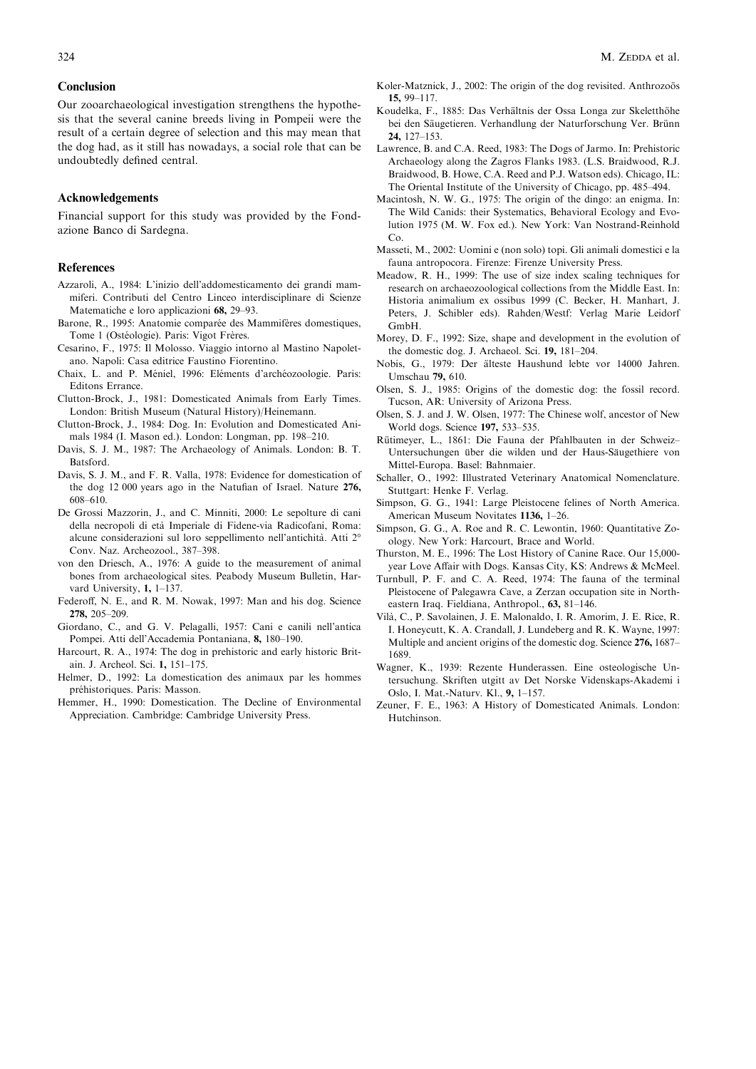## Conclusion

Our zooarchaeological investigation strengthens the hypothesis that the several canine breeds living in Pompeii were the result of a certain degree of selection and this may mean that the dog had, as it still has nowadays, a social role that can be undoubtedly defined central.

## Acknowledgements

Financial support for this study was provided by the Fondazione Banco di Sardegna.

## References

Azzaroli, A., 1984: L'inizio dell'addomesticamento dei grandi mammiferi. Contributi del Centro Linceo interdisciplinare di Scienze Matematiche e loro applicazioni **68,** 29–93.

Barone, R., 1995: Anatomie comparée des Mammifères domestiques, Tome 1 (Ostéologie). Paris: Vigot Frères.

Cesarino, F., 1975: Il Molosso. Viaggio intorno al Mastino Napoletano. Napoli: Casa editrice Faustino Fiorentino.

Chaix, L. and P. Méniel, 1996: Eléments d'archéozoologie. Paris: Editons Errance.

Clutton-Brock, J., 1981: Domesticated Animals from Early Times. London: British Museum (Natural History)/Heinemann.

Clutton-Brock, J., 1984: Dog. In: Evolution and Domesticated Animals 1984 (I. Mason ed.). London: Longman, pp. 198–210.

Davis, S. J. M., 1987: The Archaeology of Animals. London: B. T. Batsford.

Davis, S. J. M., and F. R. Valla, 1978: Evidence for domestication of the dog 12 000 years ago in the Natufian of Israel. Nature **276,** 608–610.

De Grossi Mazzorin, J., and C. Minniti, 2000: Le sepolture di cani della necropoli di età Imperiale di Fidene-via Radicofani, Roma: alcune considerazioni sul loro seppellimento nell'antichità. Atti 2° Conv. Naz. Archeozool., 387–398.

von den Driesch, A., 1976: A guide to the measurement of animal bones from archaeological sites. Peabody Museum Bulletin, Harvard University, **1,** 1–137.

Federoff, N. E., and R. M. Nowak, 1997: Man and his dog. Science **278,** 205–209.

Giordano, C., and G. V. Pelagalli, 1957: Cani e canili nell'antica Pompei. Atti dell'Accademia Pontaniana, **8,** 180–190.

Harcourt, R. A., 1974: The dog in prehistoric and early historic Britain. J. Archeol. Sci. **1,** 151–175.

Helmer, D., 1992: La domestication des animaux par les hommes préhistoriques. Paris: Masson.

Hemmer, H., 1990: Domestication. The Decline of Environmental Appreciation. Cambridge: Cambridge University Press.

Koler-Matznick, J., 2002: The origin of the dog revisited. Anthrozoös **15,** 99–117.

Koudelka, F., 1885: Das Verhältnis der Ossa Longa zur Skeletthöhe bei den Säugetieren. Verhandlung der Naturforschung Ver. Brünn **24,** 127–153.

Lawrence, B. and C.A. Reed, 1983: The Dogs of Jarmo. In: Prehistoric Archaeology along the Zagros Flanks 1983. (L.S. Braidwood, R.J. Braidwood, B. Howe, C.A. Reed and P.J. Watson eds). Chicago, IL: The Oriental Institute of the University of Chicago, pp. 485–494.

Macintosh, N. W. G., 1975: The origin of the dingo: an enigma. In: The Wild Canids: their Systematics, Behavioral Ecology and Evolution 1975 (M. W. Fox ed.). New York: Van Nostrand-Reinhold Co.

Masseti, M., 2002: Uomini e (non solo) topi. Gli animali domestici e la fauna antropocora. Firenze: Firenze University Press.

Meadow, R. H., 1999: The use of size index scaling techniques for research on archaeozoological collections from the Middle East. In: Historia animalium ex ossibus 1999 (C. Becker, H. Manhart, J. Peters, J. Schibler eds). Rahden/Westf: Verlag Marie Leidorf GmbH.

Morey, D. F., 1992: Size, shape and development in the evolution of the domestic dog. J. Archaeol. Sci. **19,** 181–204.

Nobis, G., 1979: Der älteste Haushund lebte vor 14000 Jahren. Umschau **79,** 610.

Olsen, S. J., 1985: Origins of the domestic dog: the fossil record. Tucson, AR: University of Arizona Press.

Olsen, S. J. and J. W. Olsen, 1977: The Chinese wolf, ancestor of New World dogs. Science **197,** 533–535.

Rütimeyer, L., 1861: Die Fauna der Pfahlbauten in der Schweiz–Untersuchungen über die wilden und der Haus-Säugethiere von Mittel-Europa. Basel: Bahnmaier.

Schaller, O., 1992: Illustrated Veterinary Anatomical Nomenclature. Stuttgart: Henke F. Verlag.

Simpson, G. G., 1941: Large Pleistocene felines of North America. American Museum Novitates **1136,** 1–26.

Simpson, G. G., A. Roe and R. C. Lewontin, 1960: Quantitative Zoology. New York: Harcourt, Brace and World.

Thurston, M. E., 1996: The Lost History of Canine Race. Our 15,000-year Love Affair with Dogs. Kansas City, KS: Andrews & McMeel.

Turnbull, P. F. and C. A. Reed, 1974: The fauna of the terminal Pleistocene of Palegawra Cave, a Zerzan occupation site in Northeastern Iraq. Fieldiana, Anthropol., **63,** 81–146.

Vilà, C., P. Savolainen, J. E. Malonaldo, I. R. Amorim, J. E. Rice, R. I. Honeycutt, K. A. Crandall, J. Lundeberg and R. K. Wayne, 1997: Multiple and ancient origins of the domestic dog. Science **276,** 1687–1689.

Wagner, K., 1939: Rezente Hunderassen. Eine osteologische Untersuchung. Skriften utgitt av Det Norske Videnskaps-Akademi i Oslo, I. Mat.-Naturv. Kl., **9,** 1–157.

Zeuner, F. E., 1963: A History of Domesticated Animals. London: Hutchinson.